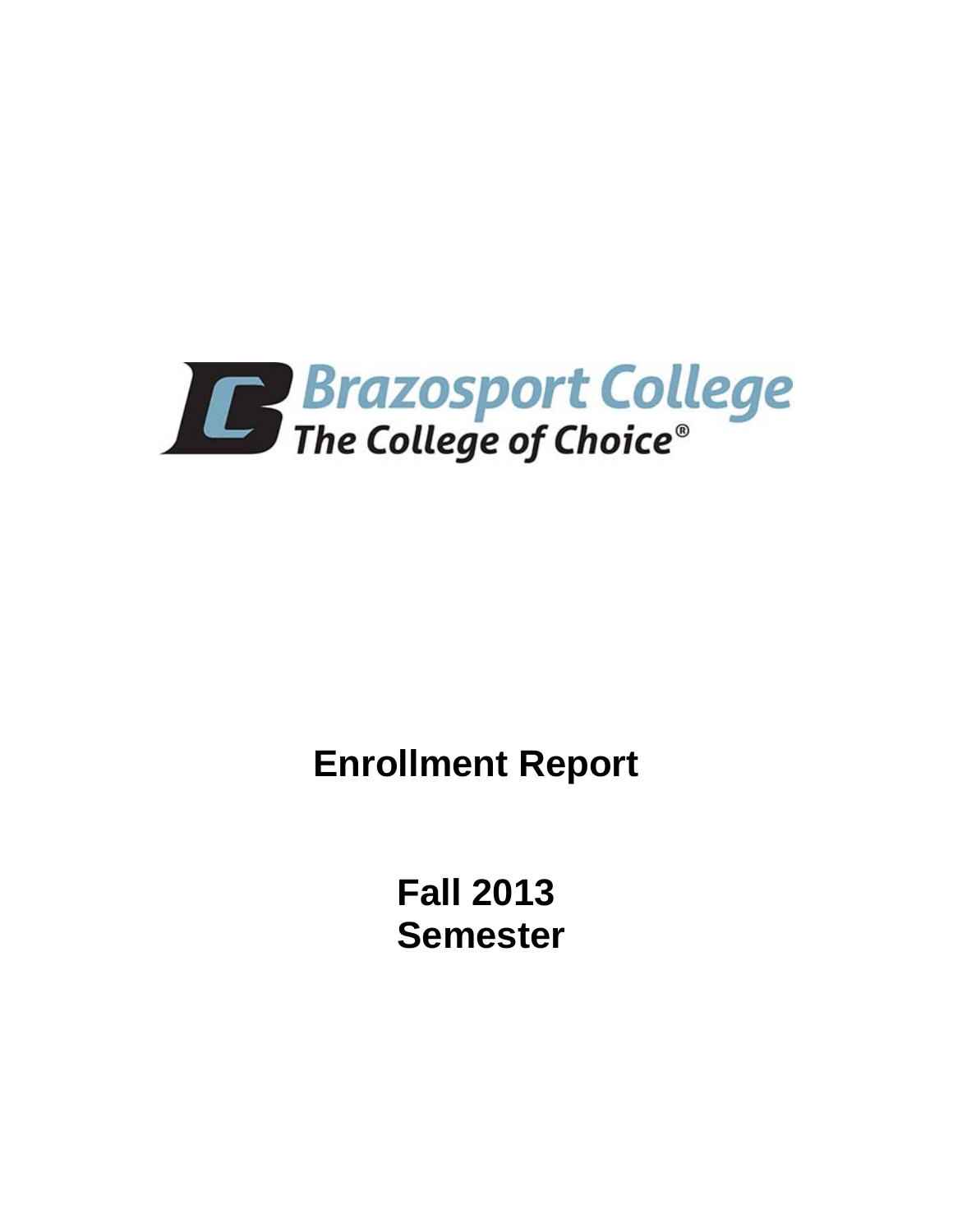Brazosport College
The College of Choice®

# Enrollment Report

## Fall 2013
## Semester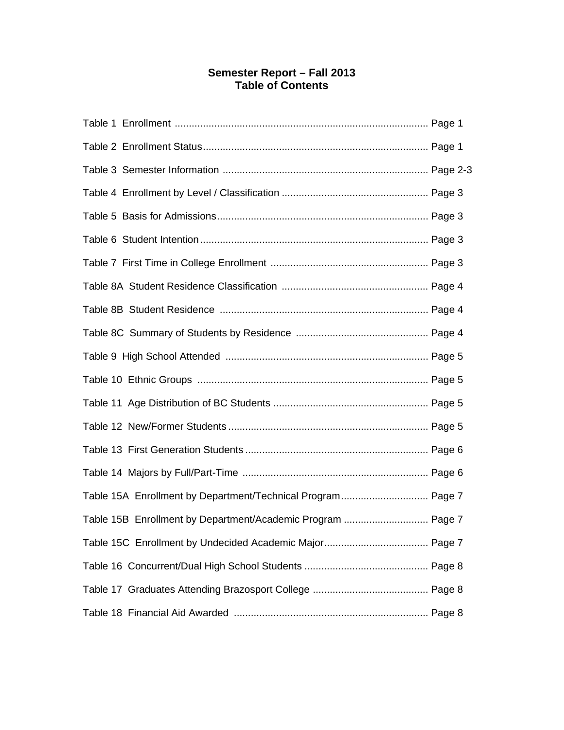# Semester Report – Fall 2013
## Table of Contents

Table 1 Enrollment ........................................................................................ Page 1

Table 2 Enrollment Status............................................................................... Page 1

Table 3 Semester Information ........................................................................ Page 2-3

Table 4 Enrollment by Level / Classification ................................................... Page 3

Table 5 Basis for Admissions.......................................................................... Page 3

Table 6 Student Intention................................................................................ Page 3

Table 7 First Time in College Enrollment ........................................................ Page 3

Table 8A Student Residence Classification .................................................... Page 4

Table 8B Student Residence .......................................................................... Page 4

Table 8C Summary of Students by Residence ............................................... Page 4

Table 9 High School Attended ....................................................................... Page 5

Table 10 Ethnic Groups ................................................................................. Page 5

Table 11 Age Distribution of BC Students ....................................................... Page 5

Table 12 New/Former Students ....................................................................... Page 5

Table 13 First Generation Students ................................................................. Page 6

Table 14 Majors by Full/Part-Time .................................................................. Page 6

Table 15A Enrollment by Department/Technical Program............................... Page 7

Table 15B Enrollment by Department/Academic Program .............................. Page 7

Table 15C Enrollment by Undecided Academic Major..................................... Page 7

Table 16 Concurrent/Dual High School Students ............................................ Page 8

Table 17 Graduates Attending Brazosport College ......................................... Page 8

Table 18 Financial Aid Awarded ..................................................................... Page 8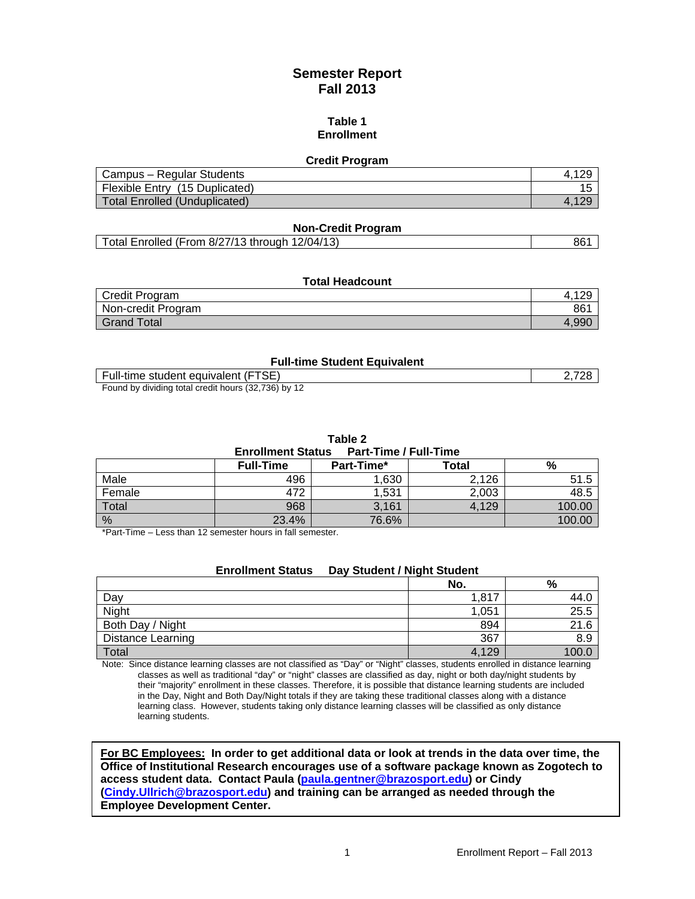# Semester Report
# Fall 2013

## Table 1
## Enrollment

### Credit Program

| | |
|---|---|
| Campus – Regular Students | 4,129 |
| Flexible Entry (15 Duplicated) | 15 |
| Total Enrolled (Unduplicated) | 4,129 |

### Non-Credit Program

| | |
|---|---|
| Total Enrolled (From 8/27/13 through 12/04/13) | 861 |

### Total Headcount

| | |
|---|---|
| Credit Program | 4,129 |
| Non-credit Program | 861 |
| Grand Total | 4,990 |

### Full-time Student Equivalent

| | |
|---|---|
| Full-time student equivalent (FTSE) | 2,728 |

Found by dividing total credit hours (32,736) by 12

## Table 2
### Enrollment Status Part-Time / Full-Time

| | Full-Time | Part-Time* | Total | % |
|---|---|---|---|---|
| Male | 496 | 1,630 | 2,126 | 51.5 |
| Female | 472 | 1,531 | 2,003 | 48.5 |
| Total | 968 | 3,161 | 4,129 | 100.00 |
| % | 23.4% | 76.6% | | 100.00 |

*Part-Time – Less than 12 semester hours in fall semester.

### Enrollment Status Day Student / Night Student

| | No. | % |
|---|---|---|
| Day | 1,817 | 44.0 |
| Night | 1,051 | 25.5 |
| Both Day / Night | 894 | 21.6 |
| Distance Learning | 367 | 8.9 |
| Total | 4,129 | 100.0 |

Note: Since distance learning classes are not classified as "Day" or "Night" classes, students enrolled in distance learning classes as well as traditional "day" or "night" classes are classified as day, night or both day/night students by their "majority" enrollment in these classes. Therefore, it is possible that distance learning students are included in the Day, Night and Both Day/Night totals if they are taking these traditional classes along with a distance learning class. However, students taking only distance learning classes will be classified as only distance learning students.

**For BC Employees: In order to get additional data or look at trends in the data over time, the Office of Institutional Research encourages use of a software package known as Zogotech to access student data. Contact Paula ([paula.gentner@brazosport.edu](mailto:paula.gentner@brazosport.edu)) or Cindy ([Cindy.Ullrich@brazosport.edu](mailto:Cindy.Ullrich@brazosport.edu)) and training can be arranged as needed through the Employee Development Center.**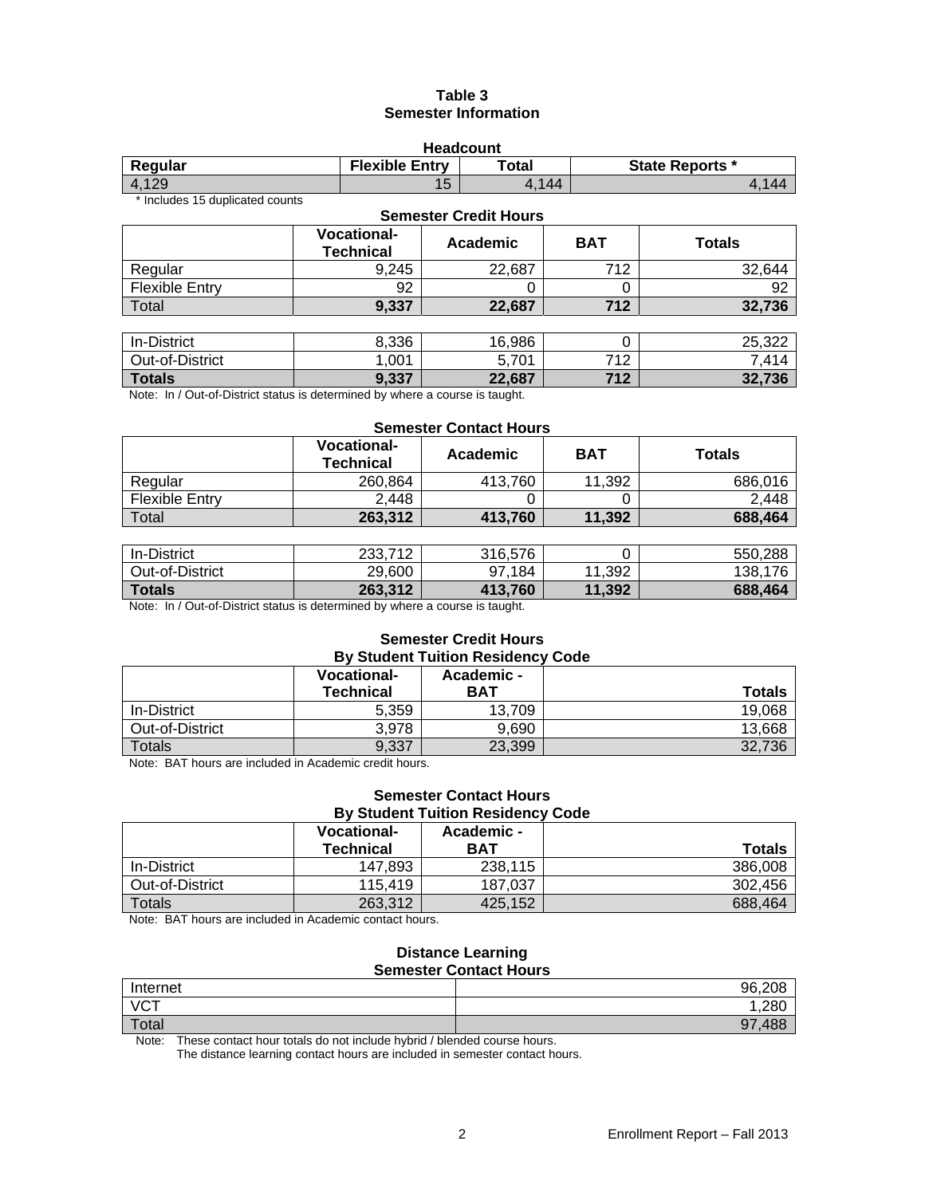## Table 3
## Semester Information

### Headcount

| Regular | Flexible Entry | Total | State Reports * |
|---|---|---|---|
| 4,129 | 15 | 4,144 | 4,144 |

\* Includes 15 duplicated counts

### Semester Credit Hours

| | Vocational-Technical | Academic | BAT | Totals |
|---|---|---|---|---|
| Regular | 9,245 | 22,687 | 712 | 32,644 |
| Flexible Entry | 92 | 0 | 0 | 92 |
| **Total** | **9,337** | **22,687** | **712** | **32,736** |

| | | | | |
|---|---|---|---|---|
| In-District | 8,336 | 16,986 | 0 | 25,322 |
| Out-of-District | 1,001 | 5,701 | 712 | 7,414 |
| **Totals** | **9,337** | **22,687** | **712** | **32,736** |

Note: In / Out-of-District status is determined by where a course is taught.

### Semester Contact Hours

| | Vocational-Technical | Academic | BAT | Totals |
|---|---|---|---|---|
| Regular | 260,864 | 413,760 | 11,392 | 686,016 |
| Flexible Entry | 2,448 | 0 | 0 | 2,448 |
| **Total** | **263,312** | **413,760** | **11,392** | **688,464** |

| | | | | |
|---|---|---|---|---|
| In-District | 233,712 | 316,576 | 0 | 550,288 |
| Out-of-District | 29,600 | 97,184 | 11,392 | 138,176 |
| **Totals** | **263,312** | **413,760** | **11,392** | **688,464** |

Note: In / Out-of-District status is determined by where a course is taught.

### Semester Credit Hours By Student Tuition Residency Code

| | Vocational-Technical | Academic - BAT | Totals |
|---|---|---|---|
| In-District | 5,359 | 13,709 | 19,068 |
| Out-of-District | 3,978 | 9,690 | 13,668 |
| Totals | 9,337 | 23,399 | 32,736 |

Note: BAT hours are included in Academic credit hours.

### Semester Contact Hours By Student Tuition Residency Code

| | Vocational-Technical | Academic - BAT | Totals |
|---|---|---|---|
| In-District | 147,893 | 238,115 | 386,008 |
| Out-of-District | 115,419 | 187,037 | 302,456 |
| Totals | 263,312 | 425,152 | 688,464 |

Note: BAT hours are included in Academic contact hours.

### Distance Learning Semester Contact Hours

| | |
|---|---|
| Internet | 96,208 |
| VCT | 1,280 |
| Total | 97,488 |

Note: These contact hour totals do not include hybrid / blended course hours.
The distance learning contact hours are included in semester contact hours.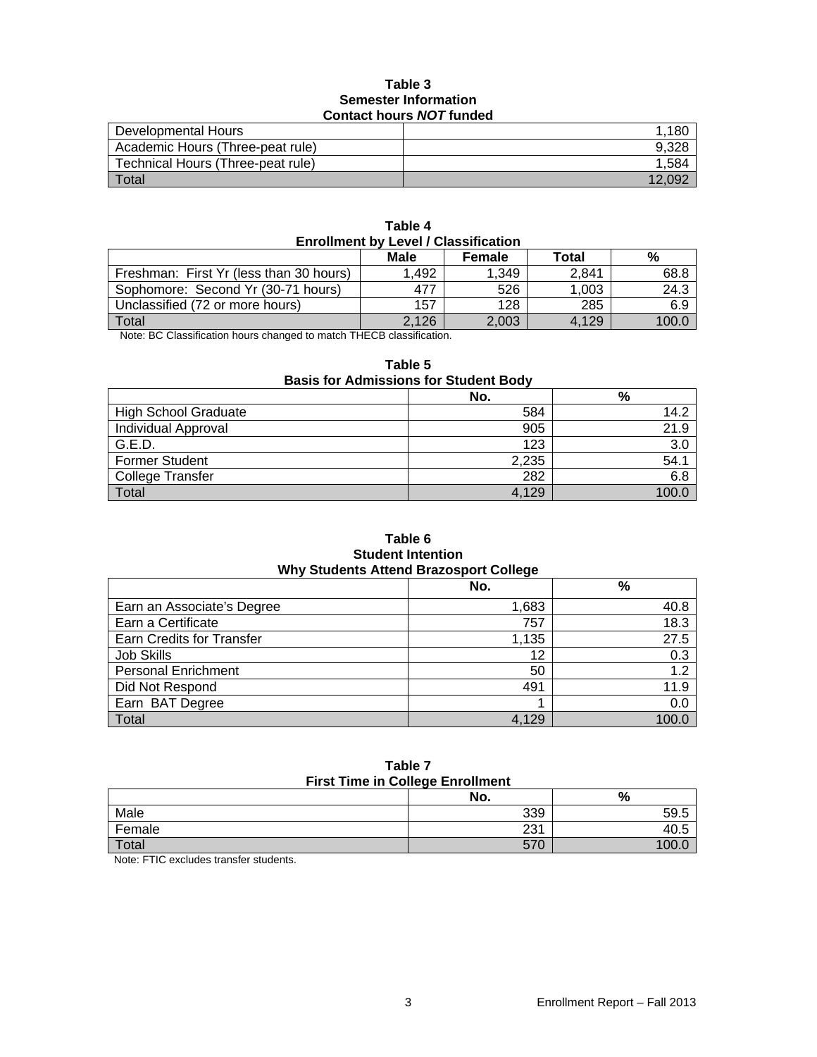**Table 3**
**Semester Information**
**Contact hours *NOT* funded**

| | |
|---|---:|
| Developmental Hours | 1,180 |
| Academic Hours (Three-peat rule) | 9,328 |
| Technical Hours (Three-peat rule) | 1,584 |
| Total | 12,092 |

**Table 4**
**Enrollment by Level / Classification**

| | Male | Female | Total | % |
|---|---:|---:|---:|---:|
| Freshman: First Yr (less than 30 hours) | 1,492 | 1,349 | 2,841 | 68.8 |
| Sophomore: Second Yr (30-71 hours) | 477 | 526 | 1,003 | 24.3 |
| Unclassified (72 or more hours) | 157 | 128 | 285 | 6.9 |
| Total | 2,126 | 2,003 | 4,129 | 100.0 |

Note: BC Classification hours changed to match THECB classification.

**Table 5**
**Basis for Admissions for Student Body**

| | No. | % |
|---|---:|---:|
| High School Graduate | 584 | 14.2 |
| Individual Approval | 905 | 21.9 |
| G.E.D. | 123 | 3.0 |
| Former Student | 2,235 | 54.1 |
| College Transfer | 282 | 6.8 |
| Total | 4,129 | 100.0 |

**Table 6**
**Student Intention**
**Why Students Attend Brazosport College**

| | No. | % |
|---|---:|---:|
| Earn an Associate's Degree | 1,683 | 40.8 |
| Earn a Certificate | 757 | 18.3 |
| Earn Credits for Transfer | 1,135 | 27.5 |
| Job Skills | 12 | 0.3 |
| Personal Enrichment | 50 | 1.2 |
| Did Not Respond | 491 | 11.9 |
| Earn BAT Degree | 1 | 0.0 |
| Total | 4,129 | 100.0 |

**Table 7**
**First Time in College Enrollment**

| | No. | % |
|---|---:|---:|
| Male | 339 | 59.5 |
| Female | 231 | 40.5 |
| Total | 570 | 100.0 |

Note: FTIC excludes transfer students.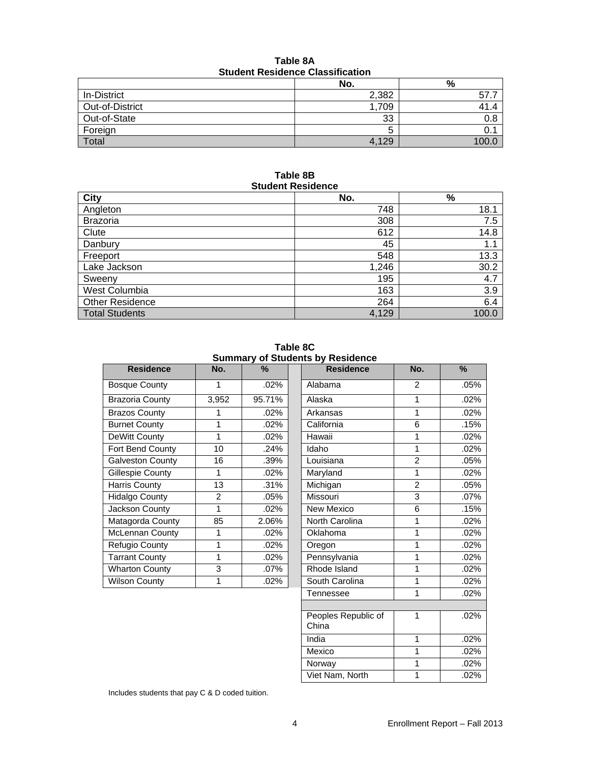**Table 8A**
**Student Residence Classification**

| | No. | % |
|---|---|---|
| In-District | 2,382 | 57.7 |
| Out-of-District | 1,709 | 41.4 |
| Out-of-State | 33 | 0.8 |
| Foreign | 5 | 0.1 |
| Total | 4,129 | 100.0 |

**Table 8B**
**Student Residence**

| City | No. | % |
|---|---|---|
| Angleton | 748 | 18.1 |
| Brazoria | 308 | 7.5 |
| Clute | 612 | 14.8 |
| Danbury | 45 | 1.1 |
| Freeport | 548 | 13.3 |
| Lake Jackson | 1,246 | 30.2 |
| Sweeny | 195 | 4.7 |
| West Columbia | 163 | 3.9 |
| Other Residence | 264 | 6.4 |
| Total Students | 4,129 | 100.0 |

**Table 8C**
**Summary of Students by Residence**

| Residence | No. | % | Residence | No. | % |
|---|---|---|---|---|---|
| Bosque County | 1 | .02% | Alabama | 2 | .05% |
| Brazoria County | 3,952 | 95.71% | Alaska | 1 | .02% |
| Brazos County | 1 | .02% | Arkansas | 1 | .02% |
| Burnet County | 1 | .02% | California | 6 | .15% |
| DeWitt County | 1 | .02% | Hawaii | 1 | .02% |
| Fort Bend County | 10 | .24% | Idaho | 1 | .02% |
| Galveston County | 16 | .39% | Louisiana | 2 | .05% |
| Gillespie County | 1 | .02% | Maryland | 1 | .02% |
| Harris County | 13 | .31% | Michigan | 2 | .05% |
| Hidalgo County | 2 | .05% | Missouri | 3 | .07% |
| Jackson County | 1 | .02% | New Mexico | 6 | .15% |
| Matagorda County | 85 | 2.06% | North Carolina | 1 | .02% |
| McLennan County | 1 | .02% | Oklahoma | 1 | .02% |
| Refugio County | 1 | .02% | Oregon | 1 | .02% |
| Tarrant County | 1 | .02% | Pennsylvania | 1 | .02% |
| Wharton County | 3 | .07% | Rhode Island | 1 | .02% |
| Wilson County | 1 | .02% | South Carolina | 1 | .02% |
| | | | Tennessee | 1 | .02% |
| | | | | | |
| | | | Peoples Republic of China | 1 | .02% |
| | | | India | 1 | .02% |
| | | | Mexico | 1 | .02% |
| | | | Norway | 1 | .02% |
| | | | Viet Nam, North | 1 | .02% |

Includes students that pay C & D coded tuition.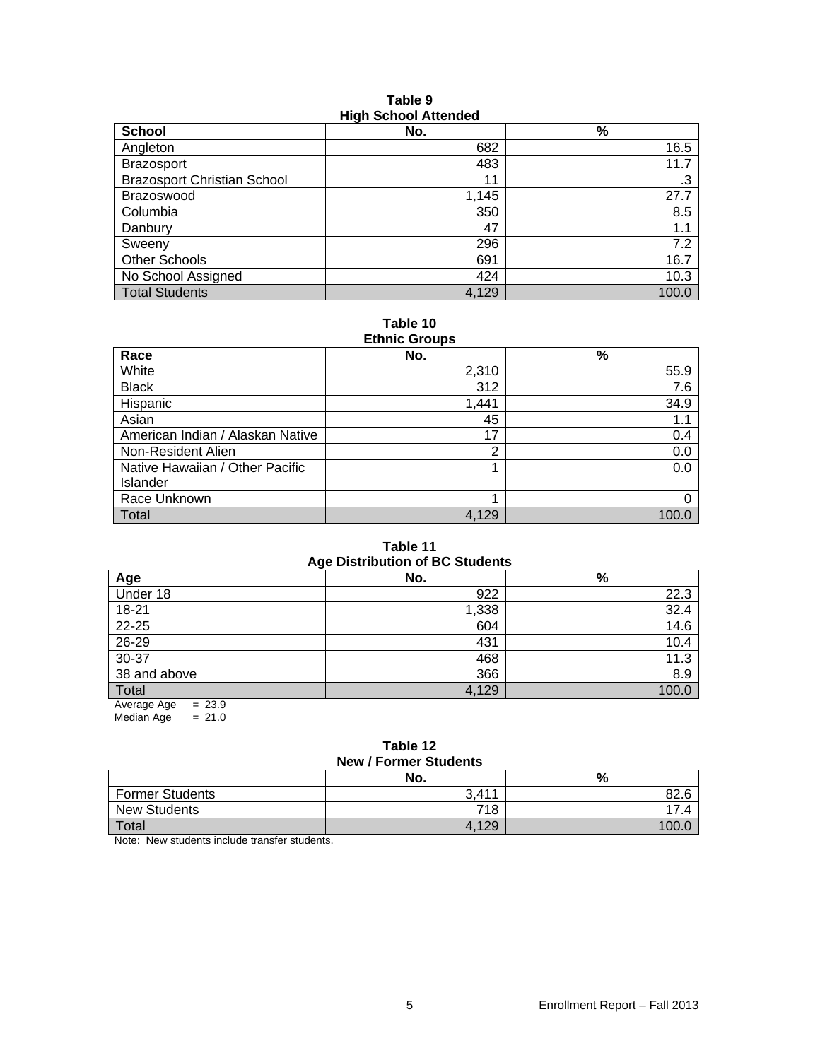**Table 9**
**High School Attended**

| School | No. | % |
|---|---|---|
| Angleton | 682 | 16.5 |
| Brazosport | 483 | 11.7 |
| Brazosport Christian School | 11 | .3 |
| Brazoswood | 1,145 | 27.7 |
| Columbia | 350 | 8.5 |
| Danbury | 47 | 1.1 |
| Sweeny | 296 | 7.2 |
| Other Schools | 691 | 16.7 |
| No School Assigned | 424 | 10.3 |
| Total Students | 4,129 | 100.0 |

**Table 10**
**Ethnic Groups**

| Race | No. | % |
|---|---|---|
| White | 2,310 | 55.9 |
| Black | 312 | 7.6 |
| Hispanic | 1,441 | 34.9 |
| Asian | 45 | 1.1 |
| American Indian / Alaskan Native | 17 | 0.4 |
| Non-Resident Alien | 2 | 0.0 |
| Native Hawaiian / Other Pacific Islander | 1 | 0.0 |
| Race Unknown | 1 | 0 |
| Total | 4,129 | 100.0 |

**Table 11**
**Age Distribution of BC Students**

| Age | No. | % |
|---|---|---|
| Under 18 | 922 | 22.3 |
| 18-21 | 1,338 | 32.4 |
| 22-25 | 604 | 14.6 |
| 26-29 | 431 | 10.4 |
| 30-37 | 468 | 11.3 |
| 38 and above | 366 | 8.9 |
| Total | 4,129 | 100.0 |

Average Age = 23.9
Median Age = 21.0

**Table 12**
**New / Former Students**

| | No. | % |
|---|---|---|
| Former Students | 3,411 | 82.6 |
| New Students | 718 | 17.4 |
| Total | 4,129 | 100.0 |

Note: New students include transfer students.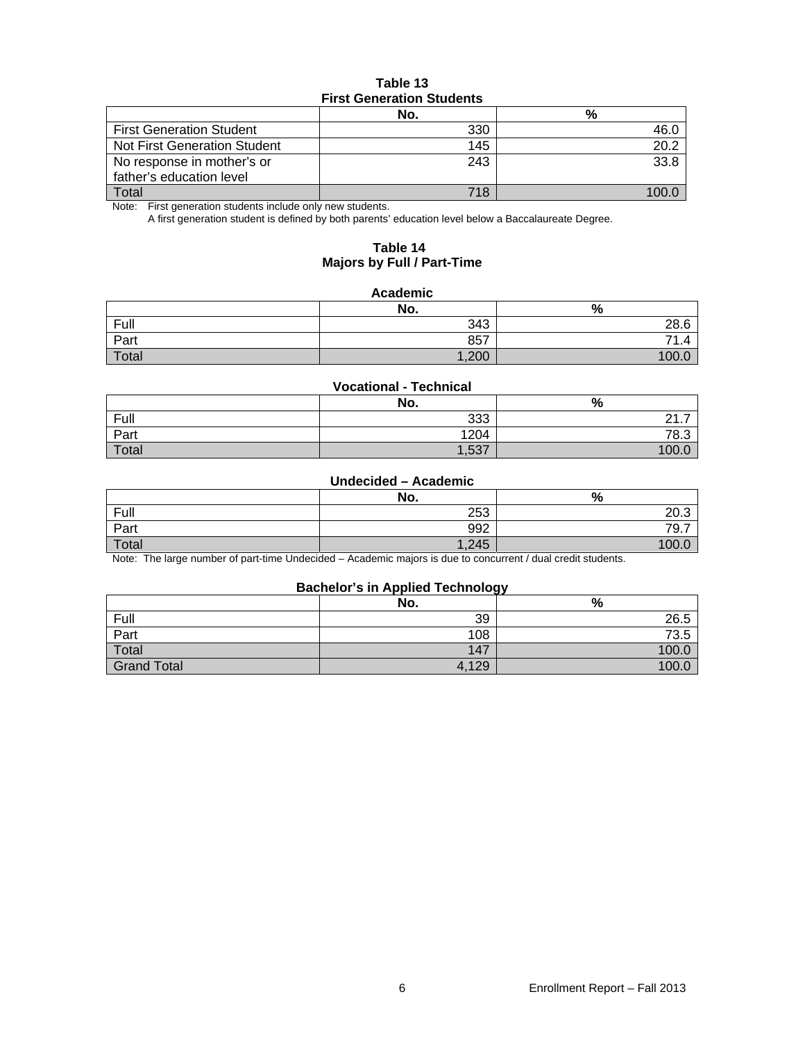**Table 13**
**First Generation Students**

| | No. | % |
|---|---|---|
| First Generation Student | 330 | 46.0 |
| Not First Generation Student | 145 | 20.2 |
| No response in mother's or father's education level | 243 | 33.8 |
| Total | 718 | 100.0 |

Note: First generation students include only new students.
A first generation student is defined by both parents' education level below a Baccalaureate Degree.

**Table 14**
**Majors by Full / Part-Time**

**Academic**

| | No. | % |
|---|---|---|
| Full | 343 | 28.6 |
| Part | 857 | 71.4 |
| Total | 1,200 | 100.0 |

**Vocational - Technical**

| | No. | % |
|---|---|---|
| Full | 333 | 21.7 |
| Part | 1204 | 78.3 |
| Total | 1,537 | 100.0 |

**Undecided – Academic**

| | No. | % |
|---|---|---|
| Full | 253 | 20.3 |
| Part | 992 | 79.7 |
| Total | 1,245 | 100.0 |

Note: The large number of part-time Undecided – Academic majors is due to concurrent / dual credit students.

**Bachelor's in Applied Technology**

| | No. | % |
|---|---|---|
| Full | 39 | 26.5 |
| Part | 108 | 73.5 |
| Total | 147 | 100.0 |
| Grand Total | 4,129 | 100.0 |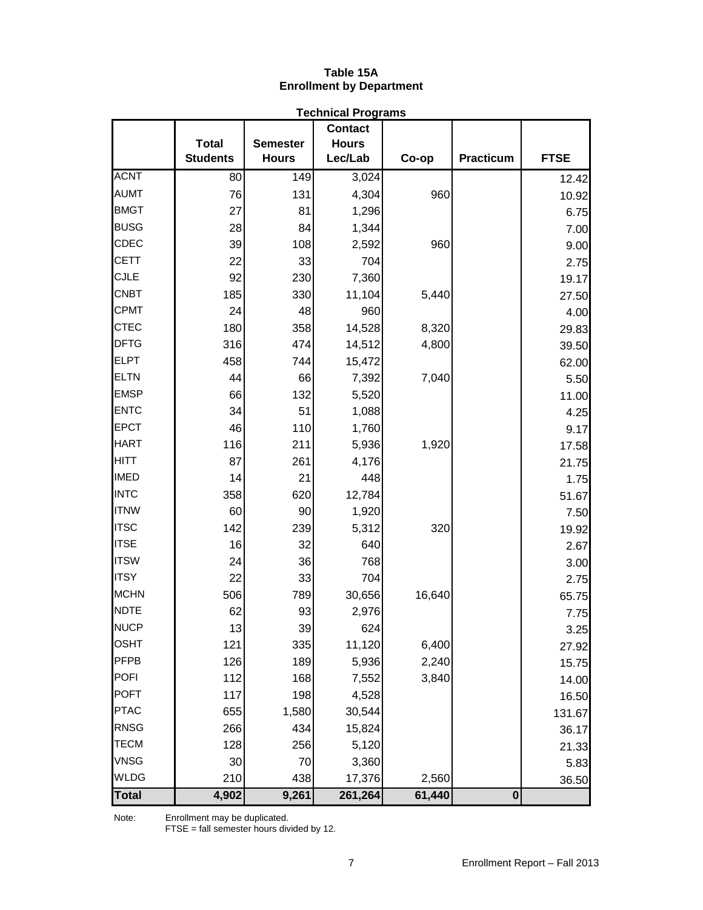**Table 15A**
**Enrollment by Department**

**Technical Programs**

| | Total Students | Semester Hours | Contact Hours Lec/Lab | Co-op | Practicum | FTSE |
|---|---|---|---|---|---|---|
| ACNT | 80 | 149 | 3,024 | | | 12.42 |
| AUMT | 76 | 131 | 4,304 | 960 | | 10.92 |
| BMGT | 27 | 81 | 1,296 | | | 6.75 |
| BUSG | 28 | 84 | 1,344 | | | 7.00 |
| CDEC | 39 | 108 | 2,592 | 960 | | 9.00 |
| CETT | 22 | 33 | 704 | | | 2.75 |
| CJLE | 92 | 230 | 7,360 | | | 19.17 |
| CNBT | 185 | 330 | 11,104 | 5,440 | | 27.50 |
| CPMT | 24 | 48 | 960 | | | 4.00 |
| CTEC | 180 | 358 | 14,528 | 8,320 | | 29.83 |
| DFTG | 316 | 474 | 14,512 | 4,800 | | 39.50 |
| ELPT | 458 | 744 | 15,472 | | | 62.00 |
| ELTN | 44 | 66 | 7,392 | 7,040 | | 5.50 |
| EMSP | 66 | 132 | 5,520 | | | 11.00 |
| ENTC | 34 | 51 | 1,088 | | | 4.25 |
| EPCT | 46 | 110 | 1,760 | | | 9.17 |
| HART | 116 | 211 | 5,936 | 1,920 | | 17.58 |
| HITT | 87 | 261 | 4,176 | | | 21.75 |
| IMED | 14 | 21 | 448 | | | 1.75 |
| INTC | 358 | 620 | 12,784 | | | 51.67 |
| ITNW | 60 | 90 | 1,920 | | | 7.50 |
| ITSC | 142 | 239 | 5,312 | 320 | | 19.92 |
| ITSE | 16 | 32 | 640 | | | 2.67 |
| ITSW | 24 | 36 | 768 | | | 3.00 |
| ITSY | 22 | 33 | 704 | | | 2.75 |
| MCHN | 506 | 789 | 30,656 | 16,640 | | 65.75 |
| NDTE | 62 | 93 | 2,976 | | | 7.75 |
| NUCP | 13 | 39 | 624 | | | 3.25 |
| OSHT | 121 | 335 | 11,120 | 6,400 | | 27.92 |
| PFPB | 126 | 189 | 5,936 | 2,240 | | 15.75 |
| POFI | 112 | 168 | 7,552 | 3,840 | | 14.00 |
| POFT | 117 | 198 | 4,528 | | | 16.50 |
| PTAC | 655 | 1,580 | 30,544 | | | 131.67 |
| RNSG | 266 | 434 | 15,824 | | | 36.17 |
| TECM | 128 | 256 | 5,120 | | | 21.33 |
| VNSG | 30 | 70 | 3,360 | | | 5.83 |
| WLDG | 210 | 438 | 17,376 | 2,560 | | 36.50 |
| **Total** | **4,902** | **9,261** | **261,264** | **61,440** | **0** | |

Note: Enrollment may be duplicated.
FTSE = fall semester hours divided by 12.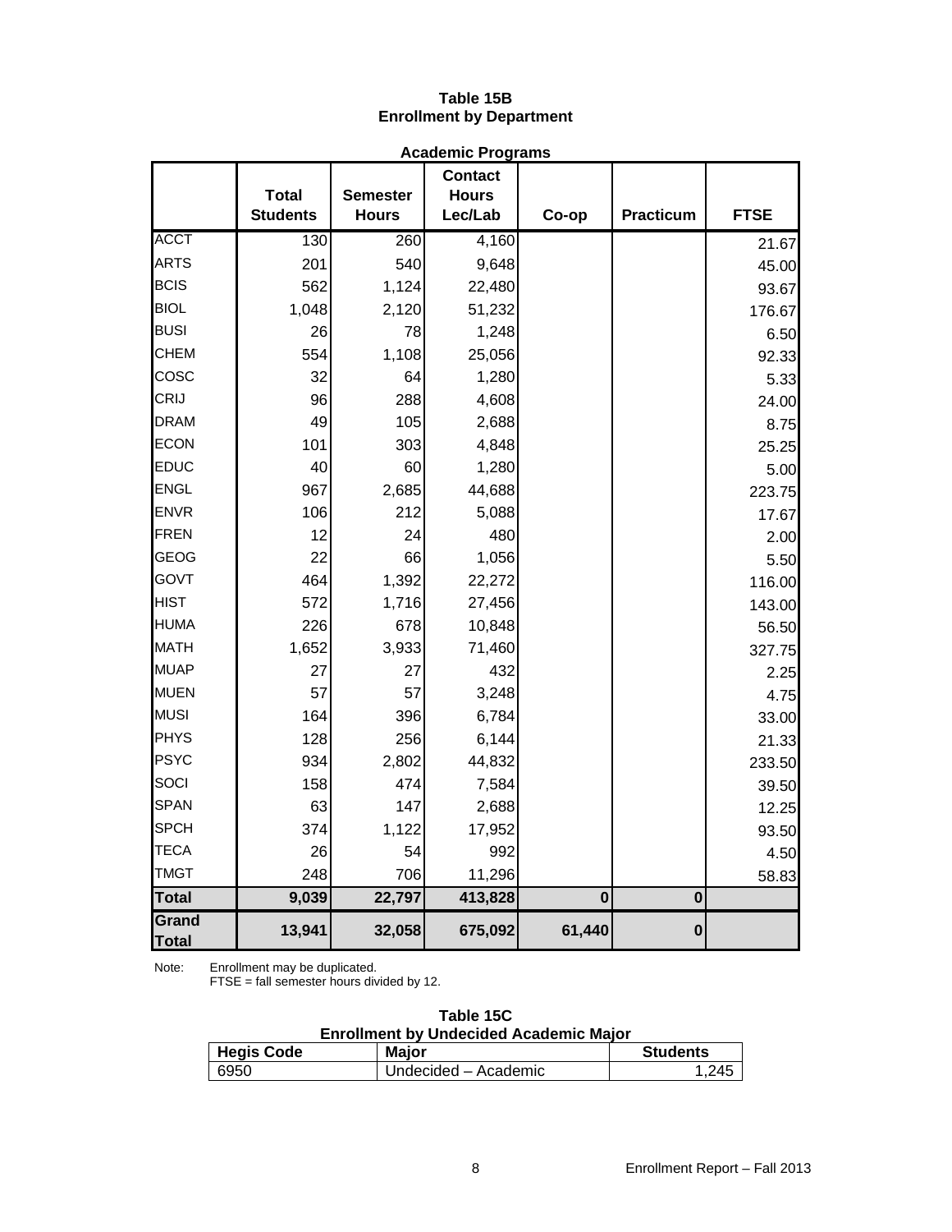## Table 15B
## Enrollment by Department

| Academic Programs | | | | | | |
|---|---|---|---|---|---|---|
| | Total Students | Semester Hours | Contact Hours Lec/Lab | Co-op | Practicum | FTSE |
| ACCT | 130 | 260 | 4,160 | | | 21.67 |
| ARTS | 201 | 540 | 9,648 | | | 45.00 |
| BCIS | 562 | 1,124 | 22,480 | | | 93.67 |
| BIOL | 1,048 | 2,120 | 51,232 | | | 176.67 |
| BUSI | 26 | 78 | 1,248 | | | 6.50 |
| CHEM | 554 | 1,108 | 25,056 | | | 92.33 |
| COSC | 32 | 64 | 1,280 | | | 5.33 |
| CRIJ | 96 | 288 | 4,608 | | | 24.00 |
| DRAM | 49 | 105 | 2,688 | | | 8.75 |
| ECON | 101 | 303 | 4,848 | | | 25.25 |
| EDUC | 40 | 60 | 1,280 | | | 5.00 |
| ENGL | 967 | 2,685 | 44,688 | | | 223.75 |
| ENVR | 106 | 212 | 5,088 | | | 17.67 |
| FREN | 12 | 24 | 480 | | | 2.00 |
| GEOG | 22 | 66 | 1,056 | | | 5.50 |
| GOVT | 464 | 1,392 | 22,272 | | | 116.00 |
| HIST | 572 | 1,716 | 27,456 | | | 143.00 |
| HUMA | 226 | 678 | 10,848 | | | 56.50 |
| MATH | 1,652 | 3,933 | 71,460 | | | 327.75 |
| MUAP | 27 | 27 | 432 | | | 2.25 |
| MUEN | 57 | 57 | 3,248 | | | 4.75 |
| MUSI | 164 | 396 | 6,784 | | | 33.00 |
| PHYS | 128 | 256 | 6,144 | | | 21.33 |
| PSYC | 934 | 2,802 | 44,832 | | | 233.50 |
| SOCI | 158 | 474 | 7,584 | | | 39.50 |
| SPAN | 63 | 147 | 2,688 | | | 12.25 |
| SPCH | 374 | 1,122 | 17,952 | | | 93.50 |
| TECA | 26 | 54 | 992 | | | 4.50 |
| TMGT | 248 | 706 | 11,296 | | | 58.83 |
| **Total** | **9,039** | **22,797** | **413,828** | **0** | **0** | |
| **Grand Total** | **13,941** | **32,058** | **675,092** | **61,440** | **0** | |

Note: Enrollment may be duplicated.
FTSE = fall semester hours divided by 12.

## Table 15C
## Enrollment by Undecided Academic Major

| Hegis Code | Major | Students |
|---|---|---|
| 6950 | Undecided – Academic | 1,245 |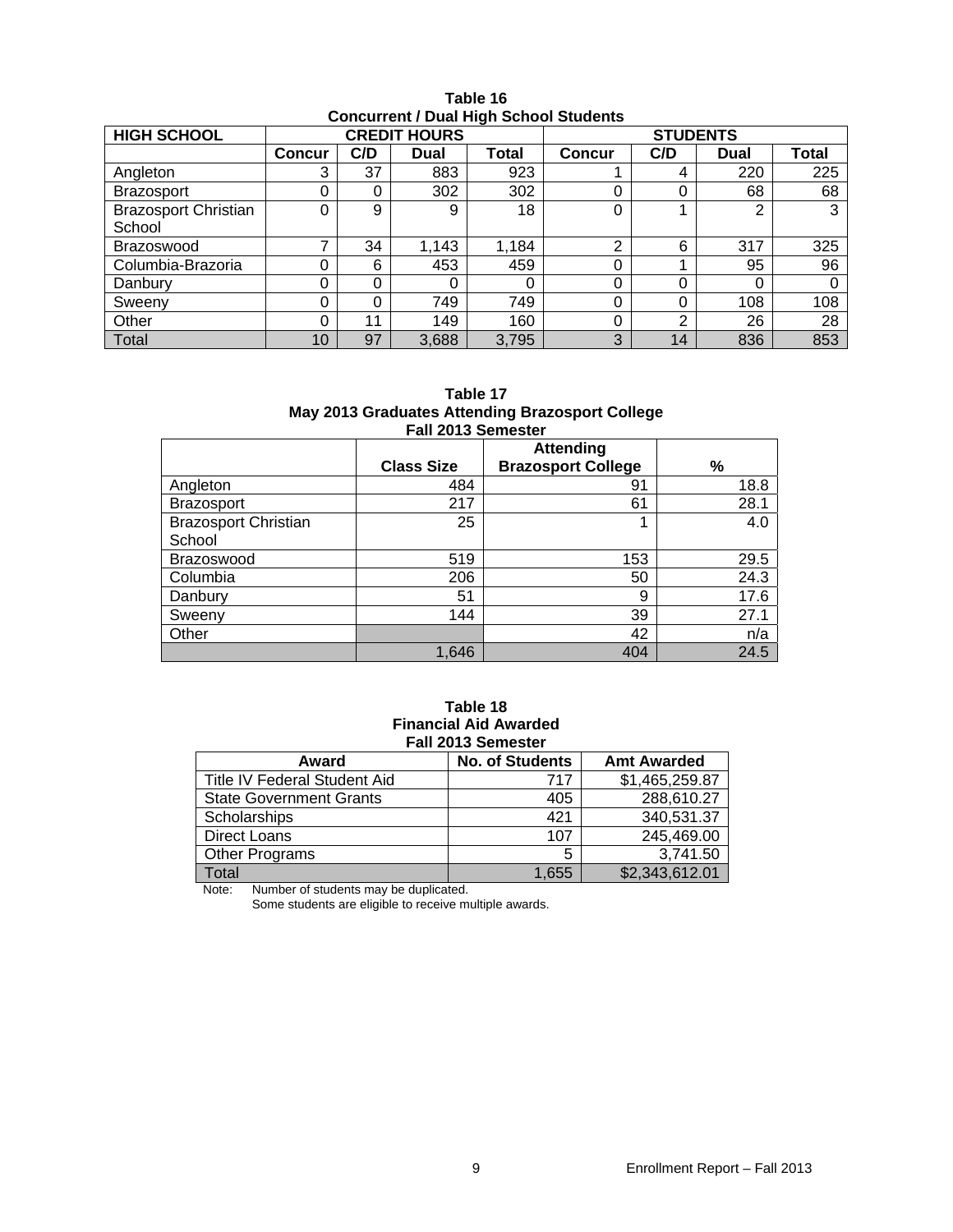**Table 16**
**Concurrent / Dual High School Students**

| HIGH SCHOOL | CREDIT HOURS | | | | STUDENTS | | | |
|---|---|---|---|---|---|---|---|---|
| | Concur | C/D | Dual | Total | Concur | C/D | Dual | Total |
| Angleton | 3 | 37 | 883 | 923 | 1 | 4 | 220 | 225 |
| Brazosport | 0 | 0 | 302 | 302 | 0 | 0 | 68 | 68 |
| Brazosport Christian School | 0 | 9 | 9 | 18 | 0 | 1 | 2 | 3 |
| Brazoswood | 7 | 34 | 1,143 | 1,184 | 2 | 6 | 317 | 325 |
| Columbia-Brazoria | 0 | 6 | 453 | 459 | 0 | 1 | 95 | 96 |
| Danbury | 0 | 0 | 0 | 0 | 0 | 0 | 0 | 0 |
| Sweeny | 0 | 0 | 749 | 749 | 0 | 0 | 108 | 108 |
| Other | 0 | 11 | 149 | 160 | 0 | 2 | 26 | 28 |
| Total | 10 | 97 | 3,688 | 3,795 | 3 | 14 | 836 | 853 |

**Table 17**
**May 2013 Graduates Attending Brazosport College**
**Fall 2013 Semester**

| | Class Size | Attending Brazosport College | % |
|---|---|---|---|
| Angleton | 484 | 91 | 18.8 |
| Brazosport | 217 | 61 | 28.1 |
| Brazosport Christian School | 25 | 1 | 4.0 |
| Brazoswood | 519 | 153 | 29.5 |
| Columbia | 206 | 50 | 24.3 |
| Danbury | 51 | 9 | 17.6 |
| Sweeny | 144 | 39 | 27.1 |
| Other | | 42 | n/a |
| | 1,646 | 404 | 24.5 |

**Table 18**
**Financial Aid Awarded**
**Fall 2013 Semester**

| Award | No. of Students | Amt Awarded |
|---|---|---|
| Title IV Federal Student Aid | 717 | $1,465,259.87 |
| State Government Grants | 405 | 288,610.27 |
| Scholarships | 421 | 340,531.37 |
| Direct Loans | 107 | 245,469.00 |
| Other Programs | 5 | 3,741.50 |
| Total | 1,655 | $2,343,612.01 |

Note: Number of students may be duplicated.
Some students are eligible to receive multiple awards.